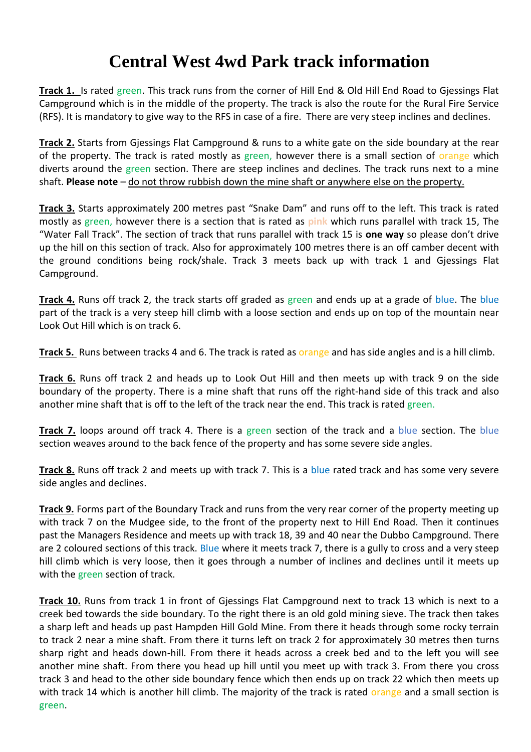# Central West 4wd Park track information

**Track 1.** Is rated green. This track runs from the corner of Hill End & Old Hill End Road to Gjessings Flat Campground which is in the middle of the property. The track is also the route for the Rural Fire Service (RFS). It is mandatory to give way to the RFS in case of a fire. There are very steep inclines and declines.

**Track 2.** Starts from Gjessings Flat Campground & runs to a white gate on the side boundary at the rear of the property. The track is rated mostly as green, however there is a small section of orange which diverts around the green section. There are steep inclines and declines. The track runs next to a mine shaft. **Please note** – do not throw rubbish down the mine shaft or anywhere else on the property.

**Track 3.** Starts approximately 200 metres past "Snake Dam" and runs off to the left. This track is rated mostly as green, however there is a section that is rated as **pink** which runs parallel with track 15, The "Water Fall Track". The section of track that runs parallel with track 15 is **one way** so please don't drive up the hill on this section of track. Also for approximately 100 metres there is an off camber decent with the ground conditions being rock/shale. Track 3 meets back up with track 1 and Gjessings Flat Campground.

**Track 4.** Runs off track 2, the track starts off graded as green and ends up at a grade of blue. The blue part of the track is a very steep hill climb with a loose section and ends up on top of the mountain near Look Out Hill which is on track 6.

**Track 5.** Runs between tracks 4 and 6. The track is rated as orange and has side angles and is a hill climb.

**Track 6.** Runs off track 2 and heads up to Look Out Hill and then meets up with track 9 on the side boundary of the property. There is a mine shaft that runs off the right-hand side of this track and also another mine shaft that is off to the left of the track near the end. This track is rated green.

**Track 7.** loops around off track 4. There is a green section of the track and a blue section. The blue section weaves around to the back fence of the property and has some severe side angles.

**Track 8.** Runs off track 2 and meets up with track 7. This is a blue rated track and has some very severe side angles and declines.

**Track 9.** Forms part of the Boundary Track and runs from the very rear corner of the property meeting up with track 7 on the Mudgee side, to the front of the property next to Hill End Road. Then it continues past the Managers Residence and meets up with track 18, 39 and 40 near the Dubbo Campground. There are 2 coloured sections of this track. Blue where it meets track 7, there is a gully to cross and a very steep hill climb which is very loose, then it goes through a number of inclines and declines until it meets up with the green section of track.

**Track 10.** Runs from track 1 in front of Gjessings Flat Campground next to track 13 which is next to a creek bed towards the side boundary. To the right there is an old gold mining sieve. The track then takes a sharp left and heads up past Hampden Hill Gold Mine. From there it heads through some rocky terrain to track 2 near a mine shaft. From there it turns left on track 2 for approximately 30 metres then turns sharp right and heads down-hill. From there it heads across a creek bed and to the left you will see another mine shaft. From there you head up hill until you meet up with track 3. From there you cross track 3 and head to the other side boundary fence which then ends up on track 22 which then meets up with track 14 which is another hill climb. The majority of the track is rated orange and a small section is green.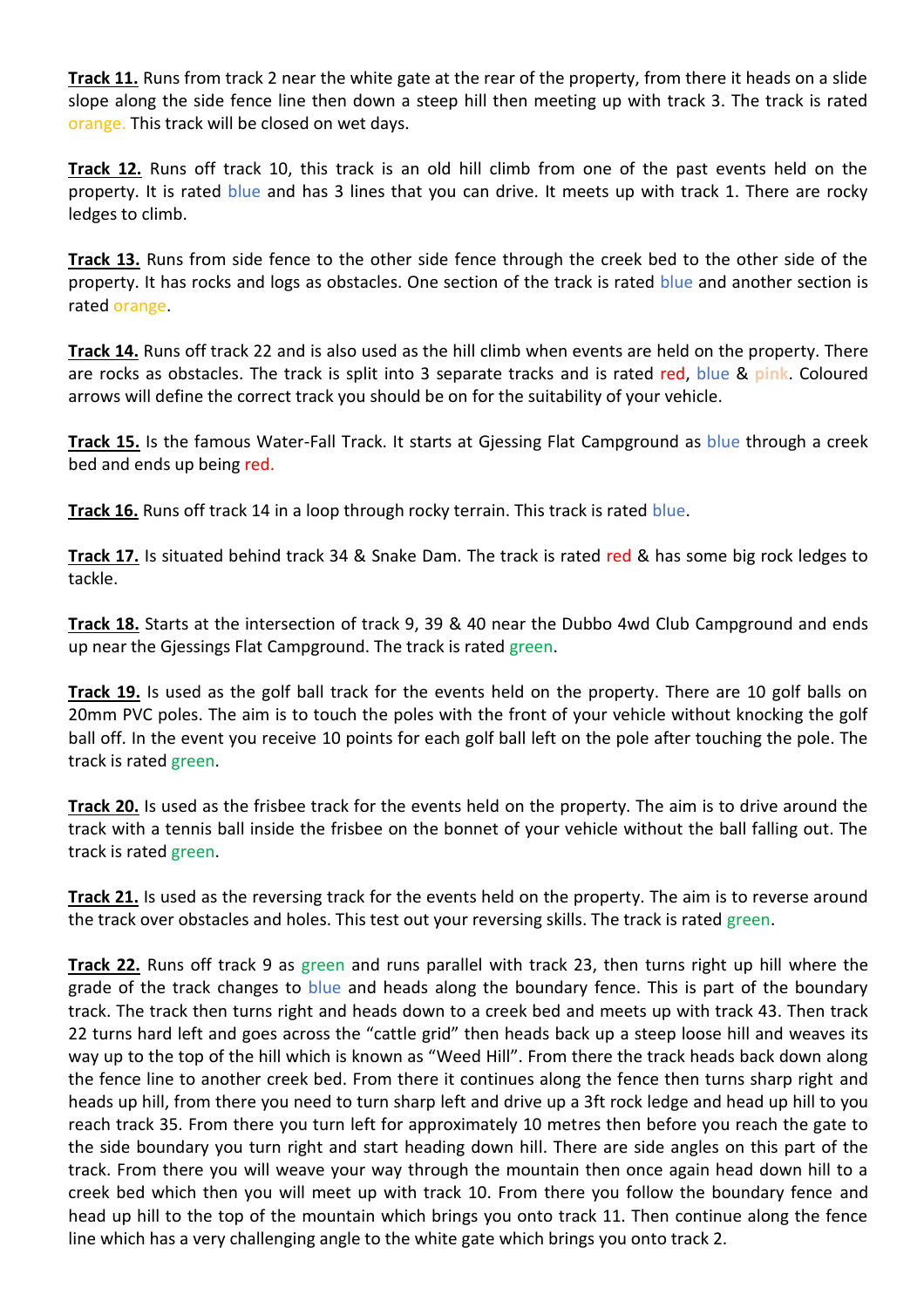**Track 11.** Runs from track 2 near the white gate at the rear of the property, from there it heads on a slide slope along the side fence line then down a steep hill then meeting up with track 3. The track is rated orange. This track will be closed on wet days.

**Track 12.** Runs off track 10, this track is an old hill climb from one of the past events held on the property. It is rated blue and has 3 lines that you can drive. It meets up with track 1. There are rocky ledges to climb.

**Track 13.** Runs from side fence to the other side fence through the creek bed to the other side of the property. It has rocks and logs as obstacles. One section of the track is rated blue and another section is rated orange.

**Track 14.** Runs off track 22 and is also used as the hill climb when events are held on the property. There are rocks as obstacles. The track is split into 3 separate tracks and is rated red, blue & pink. Coloured arrows will define the correct track you should be on for the suitability of your vehicle.

**Track 15.** Is the famous Water-Fall Track. It starts at Gjessing Flat Campground as blue through a creek bed and ends up being red.

**Track 16.** Runs off track 14 in a loop through rocky terrain. This track is rated blue.

**Track 17.** Is situated behind track 34 & Snake Dam. The track is rated red & has some big rock ledges to tackle.

**Track 18.** Starts at the intersection of track 9, 39 & 40 near the Dubbo 4wd Club Campground and ends up near the Gjessings Flat Campground. The track is rated green.

**Track 19.** Is used as the golf ball track for the events held on the property. There are 10 golf balls on 20mm PVC poles. The aim is to touch the poles with the front of your vehicle without knocking the golf ball off. In the event you receive 10 points for each golf ball left on the pole after touching the pole. The track is rated green.

**Track 20.** Is used as the frisbee track for the events held on the property. The aim is to drive around the track with a tennis ball inside the frisbee on the bonnet of your vehicle without the ball falling out. The track is rated green.

**Track 21.** Is used as the reversing track for the events held on the property. The aim is to reverse around the track over obstacles and holes. This test out your reversing skills. The track is rated green.

**Track 22.** Runs off track 9 as green and runs parallel with track 23, then turns right up hill where the grade of the track changes to blue and heads along the boundary fence. This is part of the boundary track. The track then turns right and heads down to a creek bed and meets up with track 43. Then track 22 turns hard left and goes across the "cattle grid" then heads back up a steep loose hill and weaves its way up to the top of the hill which is known as "Weed Hill". From there the track heads back down along the fence line to another creek bed. From there it continues along the fence then turns sharp right and heads up hill, from there you need to turn sharp left and drive up a 3ft rock ledge and head up hill to you reach track 35. From there you turn left for approximately 10 metres then before you reach the gate to the side boundary you turn right and start heading down hill. There are side angles on this part of the track. From there you will weave your way through the mountain then once again head down hill to a creek bed which then you will meet up with track 10. From there you follow the boundary fence and head up hill to the top of the mountain which brings you onto track 11. Then continue along the fence line which has a very challenging angle to the white gate which brings you onto track 2.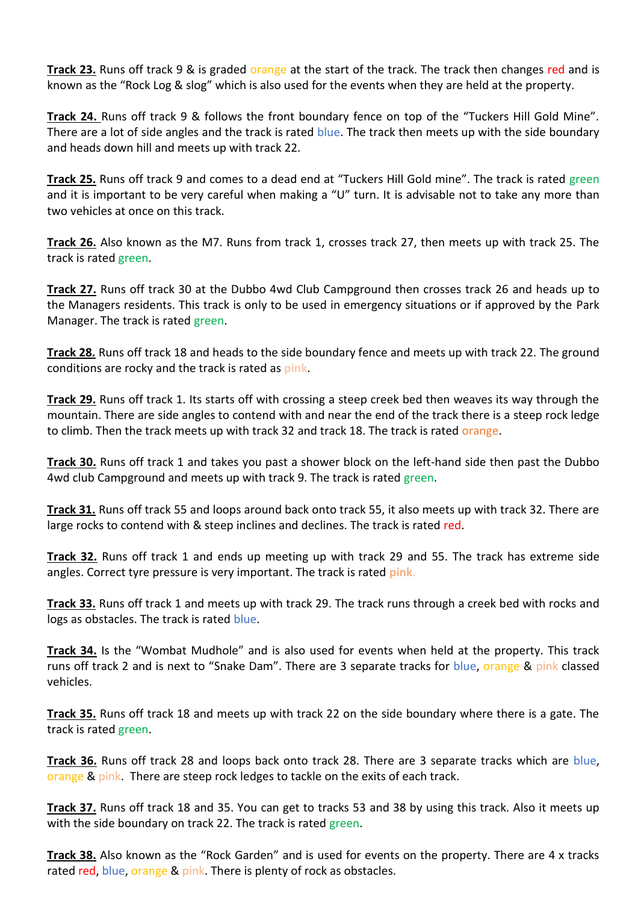**Track 23.** Runs off track 9 & is graded orange at the start of the track. The track then changes red and is known as the "Rock Log & slog" which is also used for the events when they are held at the property.

**Track 24.** Runs off track 9 & follows the front boundary fence on top of the "Tuckers Hill Gold Mine". There are a lot of side angles and the track is rated blue. The track then meets up with the side boundary and heads down hill and meets up with track 22.

**Track 25.** Runs off track 9 and comes to a dead end at "Tuckers Hill Gold mine". The track is rated green and it is important to be very careful when making a "U" turn. It is advisable not to take any more than two vehicles at once on this track.

**Track 26.** Also known as the M7. Runs from track 1, crosses track 27, then meets up with track 25. The track is rated green.

**Track 27.** Runs off track 30 at the Dubbo 4wd Club Campground then crosses track 26 and heads up to the Managers residents. This track is only to be used in emergency situations or if approved by the Park Manager. The track is rated green.

**Track 28.** Runs off track 18 and heads to the side boundary fence and meets up with track 22. The ground conditions are rocky and the track is rated as **pink**.

**Track 29.** Runs off track 1. Its starts off with crossing a steep creek bed then weaves its way through the mountain. There are side angles to contend with and near the end of the track there is a steep rock ledge to climb. Then the track meets up with track 32 and track 18. The track is rated orange.

**Track 30.** Runs off track 1 and takes you past a shower block on the left-hand side then past the Dubbo 4wd club Campground and meets up with track 9. The track is rated green.

**Track 31.** Runs off track 55 and loops around back onto track 55, it also meets up with track 32. There are large rocks to contend with & steep inclines and declines. The track is rated red.

**Track 32.** Runs off track 1 and ends up meeting up with track 29 and 55. The track has extreme side angles. Correct tyre pressure is very important. The track is rated **pink**.

**Track 33.** Runs off track 1 and meets up with track 29. The track runs through a creek bed with rocks and logs as obstacles. The track is rated blue.

**Track 34.** Is the "Wombat Mudhole" and is also used for events when held at the property. This track runs off track 2 and is next to "Snake Dam". There are 3 separate tracks for blue, orange & pink classed vehicles.

**Track 35.** Runs off track 18 and meets up with track 22 on the side boundary where there is a gate. The track is rated green.

**Track 36.** Runs off track 28 and loops back onto track 28. There are 3 separate tracks which are blue, orange & pink. There are steep rock ledges to tackle on the exits of each track.

**Track 37.** Runs off track 18 and 35. You can get to tracks 53 and 38 by using this track. Also it meets up with the side boundary on track 22. The track is rated green.

**Track 38.** Also known as the "Rock Garden" and is used for events on the property. There are 4 x tracks rated red, blue, orange & pink. There is plenty of rock as obstacles.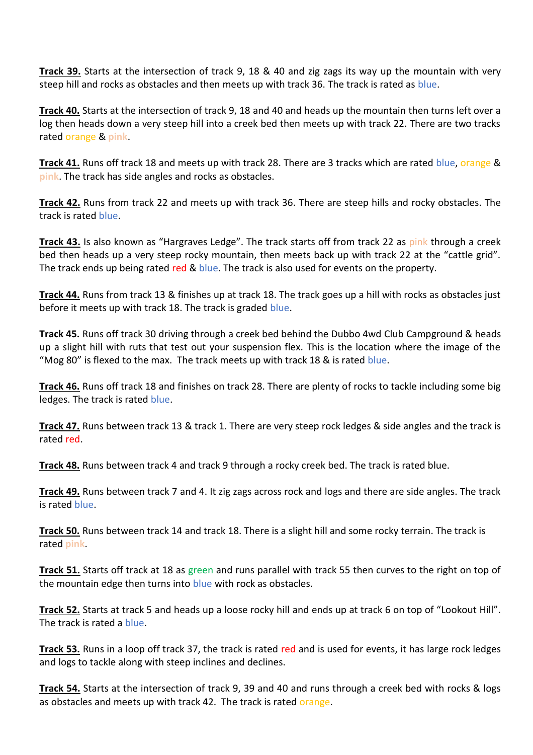**Track 39.** Starts at the intersection of track 9, 18 & 40 and zig zags its way up the mountain with very steep hill and rocks as obstacles and then meets up with track 36. The track is rated as blue.

**Track 40.** Starts at the intersection of track 9, 18 and 40 and heads up the mountain then turns left over a log then heads down a very steep hill into a creek bed then meets up with track 22. There are two tracks rated orange & pink.

**Track 41.** Runs off track 18 and meets up with track 28. There are 3 tracks which are rated blue, orange & pink. The track has side angles and rocks as obstacles.

**Track 42.** Runs from track 22 and meets up with track 36. There are steep hills and rocky obstacles. The track is rated blue.

**Track 43.** Is also known as "Hargraves Ledge". The track starts off from track 22 as pink through a creek bed then heads up a very steep rocky mountain, then meets back up with track 22 at the "cattle grid". The track ends up being rated red & blue. The track is also used for events on the property.

**Track 44.** Runs from track 13 & finishes up at track 18. The track goes up a hill with rocks as obstacles just before it meets up with track 18. The track is graded blue.

**Track 45.** Runs off track 30 driving through a creek bed behind the Dubbo 4wd Club Campground & heads up a slight hill with ruts that test out your suspension flex. This is the location where the image of the "Mog 80" is flexed to the max. The track meets up with track 18 & is rated blue.

**Track 46.** Runs off track 18 and finishes on track 28. There are plenty of rocks to tackle including some big ledges. The track is rated blue.

**Track 47.** Runs between track 13 & track 1. There are very steep rock ledges & side angles and the track is rated red.

**Track 48.** Runs between track 4 and track 9 through a rocky creek bed. The track is rated blue.

**Track 49.** Runs between track 7 and 4. It zig zags across rock and logs and there are side angles. The track is rated blue.

**Track 50.** Runs between track 14 and track 18. There is a slight hill and some rocky terrain. The track is rated pink.

**Track 51.** Starts off track at 18 as green and runs parallel with track 55 then curves to the right on top of the mountain edge then turns into blue with rock as obstacles.

**Track 52.** Starts at track 5 and heads up a loose rocky hill and ends up at track 6 on top of "Lookout Hill". The track is rated a blue.

**Track 53.** Runs in a loop off track 37, the track is rated red and is used for events, it has large rock ledges and logs to tackle along with steep inclines and declines.

**Track 54.** Starts at the intersection of track 9, 39 and 40 and runs through a creek bed with rocks & logs as obstacles and meets up with track 42. The track is rated orange.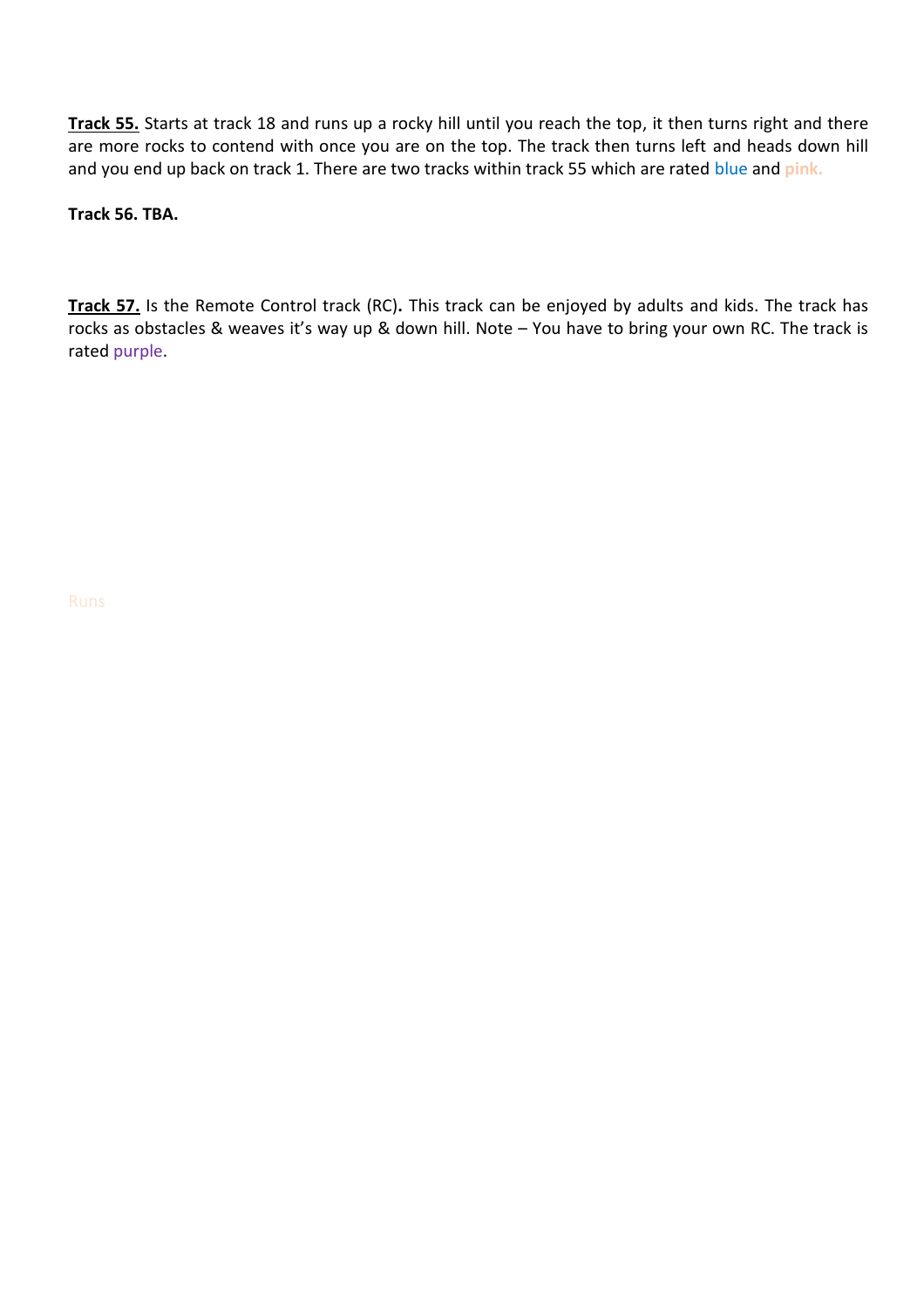**Track 55.** Starts at track 18 and runs up a rocky hill until you reach the top, it then turns right and there are more rocks to contend with once you are on the top. The track then turns left and heads down hill and you end up back on track 1. There are two tracks within track 55 which are rated blue and **pink.**

**Track 56. TBA.**

**Track 57.** Is the Remote Control track (RC)**.** This track can be enjoyed by adults and kids. The track has rocks as obstacles & weaves it's way up & down hill. Note – You have to bring your own RC. The track is rated purple.

Runs